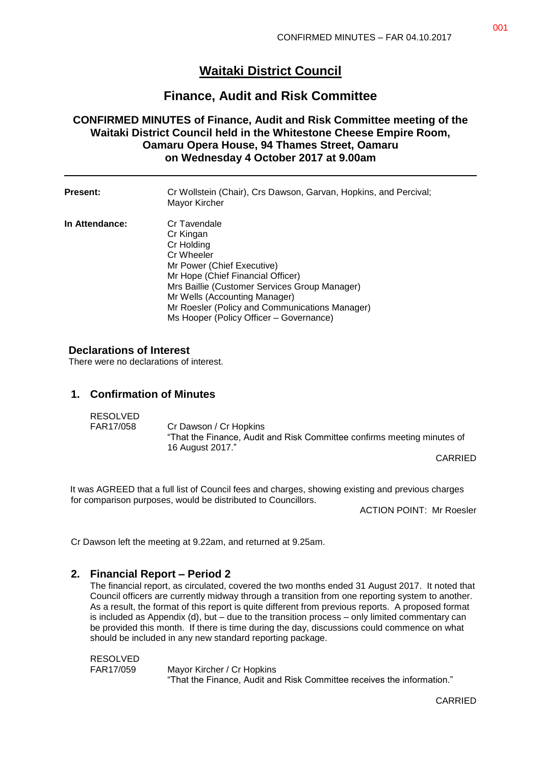# Waitaki District Council

## Finance, Audit and Risk Committee

### CONFIRMED MINUTES of Finance, Audit and Risk Committee meeting of the Waitaki District Council held in the Whitestone Cheese Empire Room, Oamaru Opera House, 94 Thames Street, Oamaru on Wednesday 4 October 2017 at 9.00am

---

**Present:** Cr Wollstein (Chair), Crs Dawson, Garvan, Hopkins, and Percival; Mayor Kircher

**In Attendance:**
Cr Tavendale
Cr Kingan
Cr Holding
Cr Wheeler
Mr Power (Chief Executive)
Mr Hope (Chief Financial Officer)
Mrs Baillie (Customer Services Group Manager)
Mr Wells (Accounting Manager)
Mr Roesler (Policy and Communications Manager)
Ms Hooper (Policy Officer – Governance)

## Declarations of Interest

There were no declarations of interest.

## 1. Confirmation of Minutes

RESOLVED
FAR17/058 Cr Dawson / Cr Hopkins
"That the Finance, Audit and Risk Committee confirms meeting minutes of 16 August 2017."

CARRIED

It was AGREED that a full list of Council fees and charges, showing existing and previous charges for comparison purposes, would be distributed to Councillors.

ACTION POINT: Mr Roesler

Cr Dawson left the meeting at 9.22am, and returned at 9.25am.

## 2. Financial Report – Period 2

The financial report, as circulated, covered the two months ended 31 August 2017. It noted that Council officers are currently midway through a transition from one reporting system to another. As a result, the format of this report is quite different from previous reports. A proposed format is included as Appendix (d), but – due to the transition process – only limited commentary can be provided this month. If there is time during the day, discussions could commence on what should be included in any new standard reporting package.

RESOLVED
FAR17/059 Mayor Kircher / Cr Hopkins
"That the Finance, Audit and Risk Committee receives the information."

CARRIED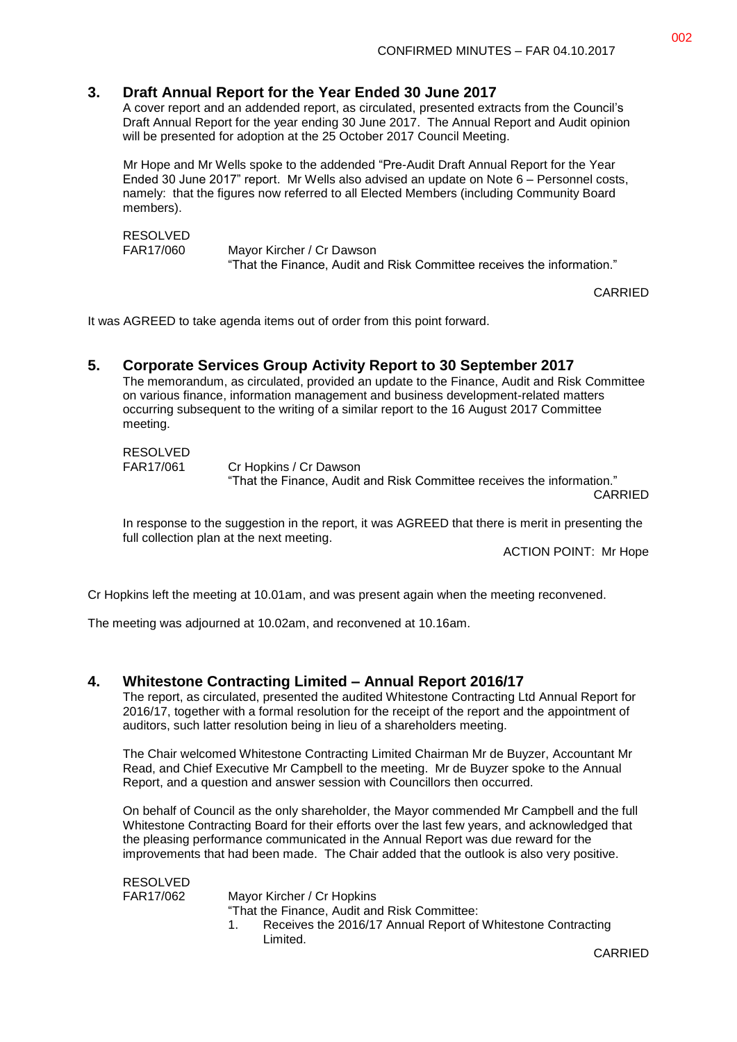## 3. Draft Annual Report for the Year Ended 30 June 2017

A cover report and an addended report, as circulated, presented extracts from the Council's Draft Annual Report for the year ending 30 June 2017. The Annual Report and Audit opinion will be presented for adoption at the 25 October 2017 Council Meeting.

Mr Hope and Mr Wells spoke to the addended "Pre-Audit Draft Annual Report for the Year Ended 30 June 2017" report. Mr Wells also advised an update on Note 6 – Personnel costs, namely: that the figures now referred to all Elected Members (including Community Board members).

RESOLVED
FAR17/060 Mayor Kircher / Cr Dawson
"That the Finance, Audit and Risk Committee receives the information."

CARRIED

It was AGREED to take agenda items out of order from this point forward.

## 5. Corporate Services Group Activity Report to 30 September 2017

The memorandum, as circulated, provided an update to the Finance, Audit and Risk Committee on various finance, information management and business development-related matters occurring subsequent to the writing of a similar report to the 16 August 2017 Committee meeting.

RESOLVED
FAR17/061 Cr Hopkins / Cr Dawson
"That the Finance, Audit and Risk Committee receives the information."

CARRIED

In response to the suggestion in the report, it was AGREED that there is merit in presenting the full collection plan at the next meeting.

ACTION POINT: Mr Hope

Cr Hopkins left the meeting at 10.01am, and was present again when the meeting reconvened.

The meeting was adjourned at 10.02am, and reconvened at 10.16am.

## 4. Whitestone Contracting Limited – Annual Report 2016/17

The report, as circulated, presented the audited Whitestone Contracting Ltd Annual Report for 2016/17, together with a formal resolution for the receipt of the report and the appointment of auditors, such latter resolution being in lieu of a shareholders meeting.

The Chair welcomed Whitestone Contracting Limited Chairman Mr de Buyzer, Accountant Mr Read, and Chief Executive Mr Campbell to the meeting. Mr de Buyzer spoke to the Annual Report, and a question and answer session with Councillors then occurred.

On behalf of Council as the only shareholder, the Mayor commended Mr Campbell and the full Whitestone Contracting Board for their efforts over the last few years, and acknowledged that the pleasing performance communicated in the Annual Report was due reward for the improvements that had been made. The Chair added that the outlook is also very positive.

RESOLVED
FAR17/062 Mayor Kircher / Cr Hopkins
"That the Finance, Audit and Risk Committee:

1. Receives the 2016/17 Annual Report of Whitestone Contracting Limited.

CARRIED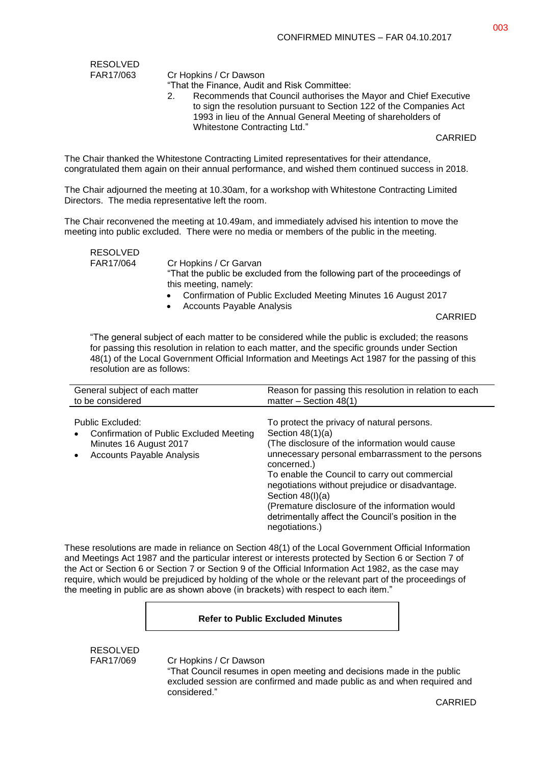RESOLVED
FAR17/063 Cr Hopkins / Cr Dawson

"That the Finance, Audit and Risk Committee:

2. Recommends that Council authorises the Mayor and Chief Executive to sign the resolution pursuant to Section 122 of the Companies Act 1993 in lieu of the Annual General Meeting of shareholders of Whitestone Contracting Ltd."

CARRIED

The Chair thanked the Whitestone Contracting Limited representatives for their attendance, congratulated them again on their annual performance, and wished them continued success in 2018.

The Chair adjourned the meeting at 10.30am, for a workshop with Whitestone Contracting Limited Directors. The media representative left the room.

The Chair reconvened the meeting at 10.49am, and immediately advised his intention to move the meeting into public excluded. There were no media or members of the public in the meeting.

RESOLVED
FAR17/064 Cr Hopkins / Cr Garvan

"That the public be excluded from the following part of the proceedings of this meeting, namely:

- Confirmation of Public Excluded Meeting Minutes 16 August 2017
- Accounts Payable Analysis

CARRIED

"The general subject of each matter to be considered while the public is excluded; the reasons for passing this resolution in relation to each matter, and the specific grounds under Section 48(1) of the Local Government Official Information and Meetings Act 1987 for the passing of this resolution are as follows:

| General subject of each matter to be considered | Reason for passing this resolution in relation to each matter – Section 48(1) |
|---|---|
| Public Excluded:<br>• Confirmation of Public Excluded Meeting Minutes 16 August 2017<br>• Accounts Payable Analysis | To protect the privacy of natural persons.<br>Section 48(1)(a)<br>(The disclosure of the information would cause unnecessary personal embarrassment to the persons concerned.)<br>To enable the Council to carry out commercial negotiations without prejudice or disadvantage.<br>Section 48(I)(a)<br>(Premature disclosure of the information would detrimentally affect the Council's position in the negotiations.) |

These resolutions are made in reliance on Section 48(1) of the Local Government Official Information and Meetings Act 1987 and the particular interest or interests protected by Section 6 or Section 7 of the Act or Section 6 or Section 7 or Section 9 of the Official Information Act 1982, as the case may require, which would be prejudiced by holding of the whole or the relevant part of the proceedings of the meeting in public are as shown above (in brackets) with respect to each item."

**Refer to Public Excluded Minutes**

RESOLVED
FAR17/069 Cr Hopkins / Cr Dawson

"That Council resumes in open meeting and decisions made in the public excluded session are confirmed and made public as and when required and considered."

CARRIED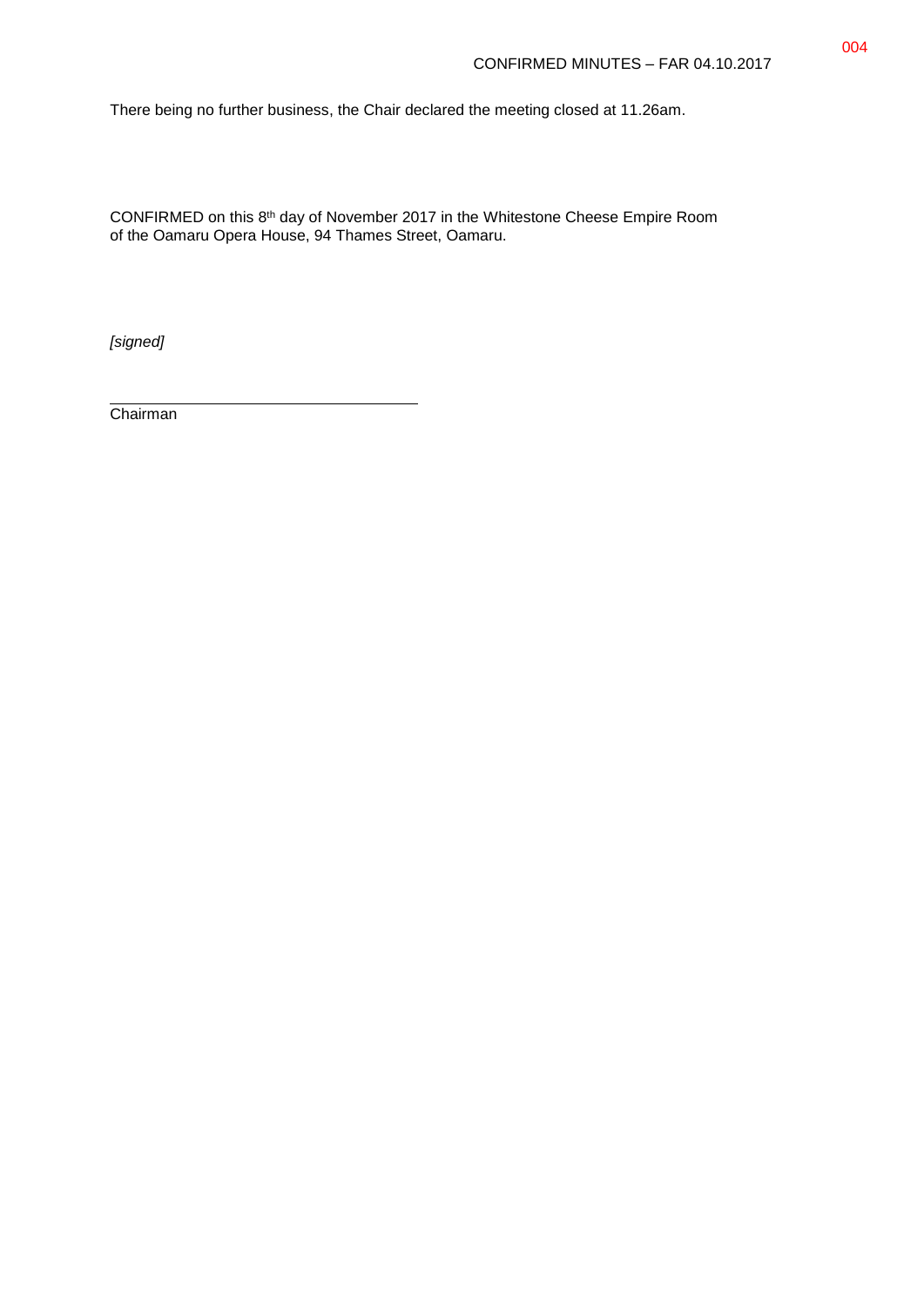There being no further business, the Chair declared the meeting closed at 11.26am.

CONFIRMED on this 8th day of November 2017 in the Whitestone Cheese Empire Room of the Oamaru Opera House, 94 Thames Street, Oamaru.

*[signed]*

\_\_\_\_\_\_\_\_\_\_\_\_\_\_\_\_\_\_\_\_\_\_\_\_\_\_\_\_\_\_\_\_\_\_\_\_\_
Chairman